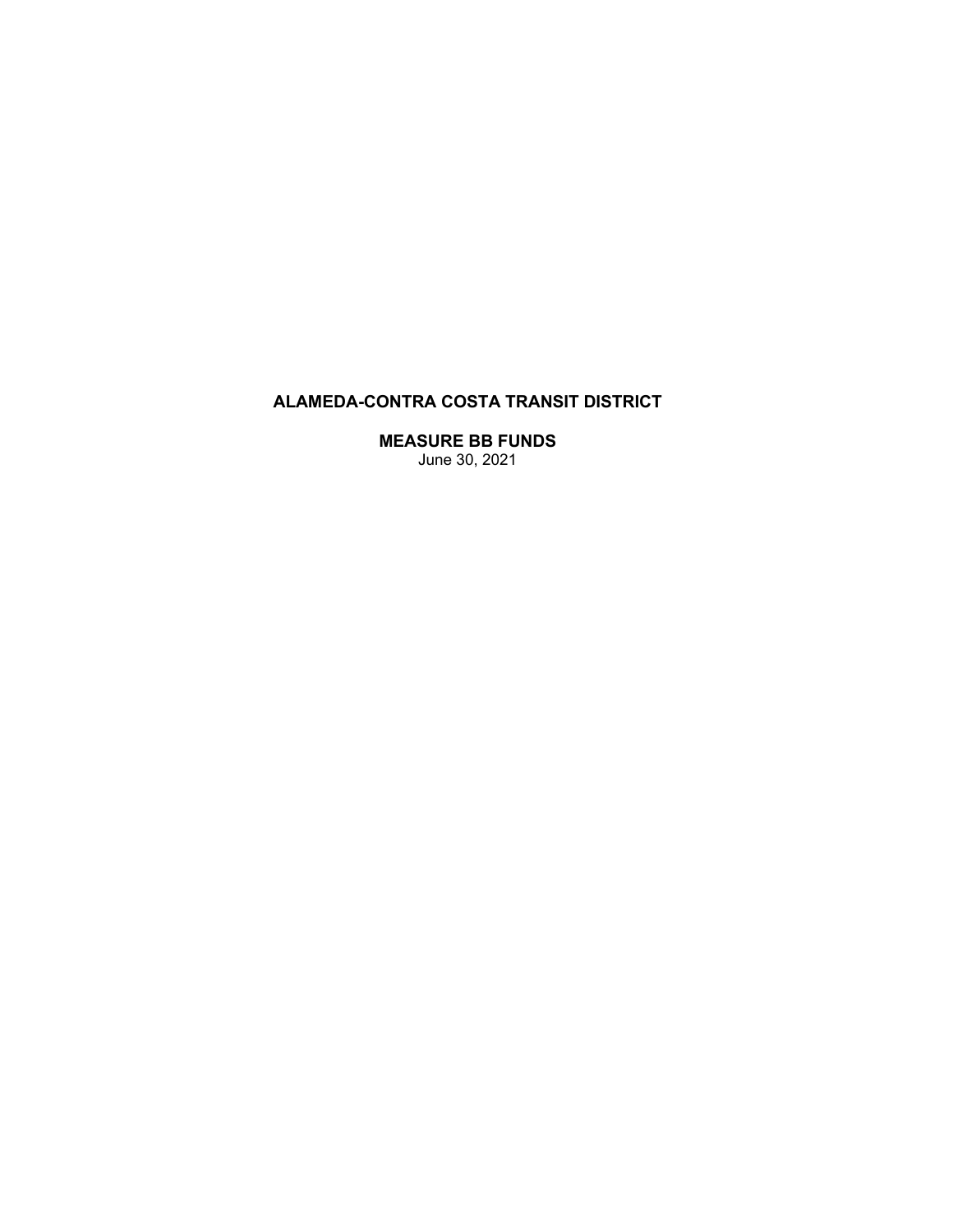# ALAMEDA-CONTRA COSTA TRANSIT DISTRICT

## MEASURE BB FUNDS

June 30, 2021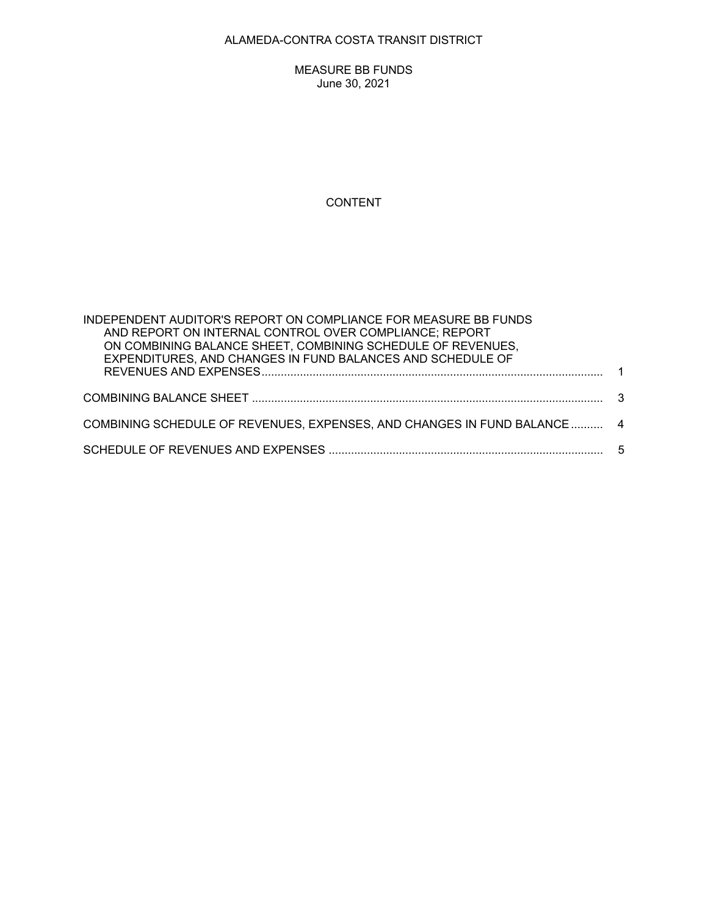ALAMEDA-CONTRA COSTA TRANSIT DISTRICT

MEASURE BB FUNDS
June 30, 2021

CONTENT

| | |
|---|---|
| INDEPENDENT AUDITOR'S REPORT ON COMPLIANCE FOR MEASURE BB FUNDS AND REPORT ON INTERNAL CONTROL OVER COMPLIANCE; REPORT ON COMBINING BALANCE SHEET, COMBINING SCHEDULE OF REVENUES, EXPENDITURES, AND CHANGES IN FUND BALANCES AND SCHEDULE OF REVENUES AND EXPENSES | 1 |
| COMBINING BALANCE SHEET | 3 |
| COMBINING SCHEDULE OF REVENUES, EXPENSES, AND CHANGES IN FUND BALANCE | 4 |
| SCHEDULE OF REVENUES AND EXPENSES | 5 |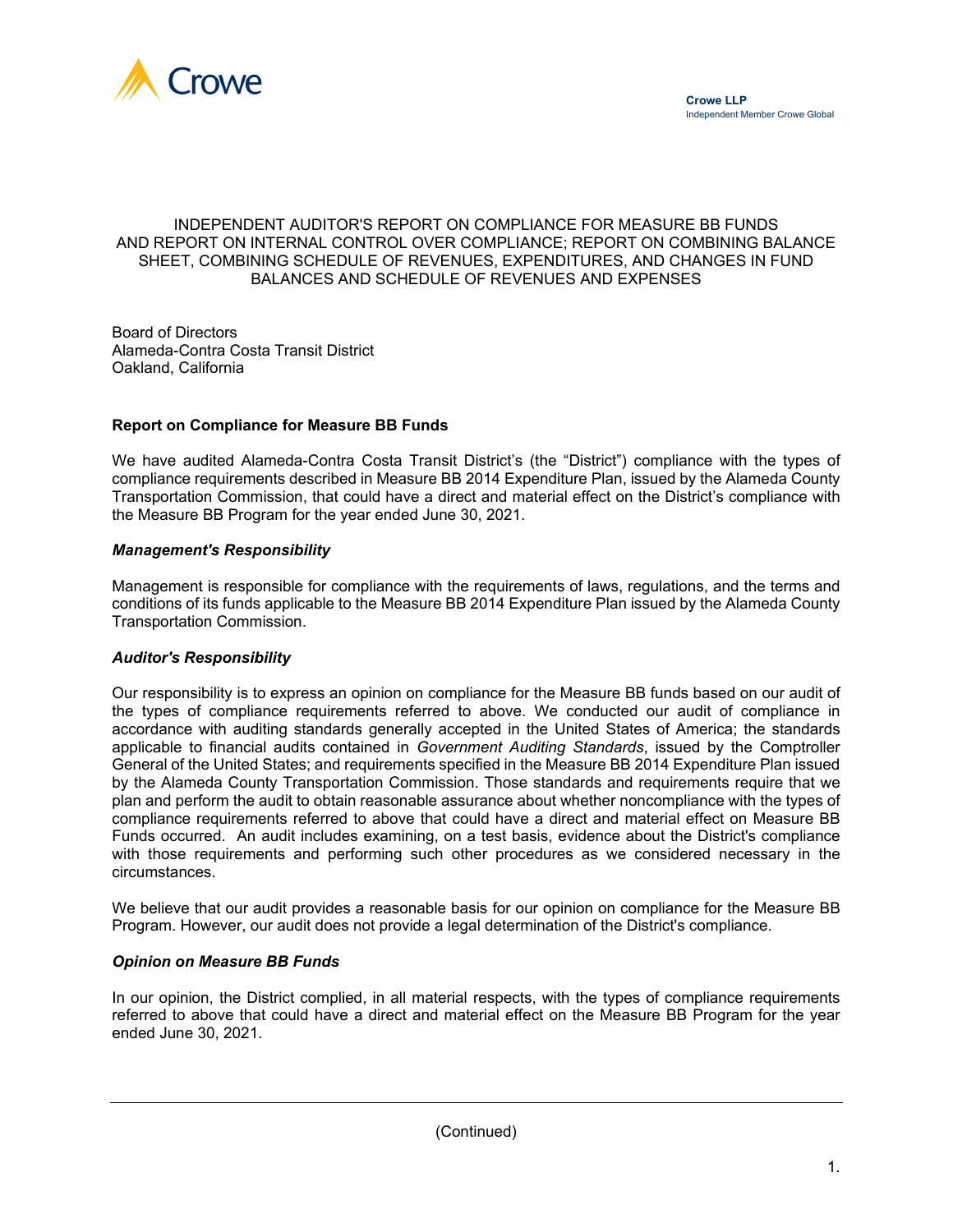Crowe LLP
Independent Member Crowe Global

# INDEPENDENT AUDITOR'S REPORT ON COMPLIANCE FOR MEASURE BB FUNDS AND REPORT ON INTERNAL CONTROL OVER COMPLIANCE; REPORT ON COMBINING BALANCE SHEET, COMBINING SCHEDULE OF REVENUES, EXPENDITURES, AND CHANGES IN FUND BALANCES AND SCHEDULE OF REVENUES AND EXPENSES

Board of Directors
Alameda-Contra Costa Transit District
Oakland, California

## Report on Compliance for Measure BB Funds

We have audited Alameda-Contra Costa Transit District's (the "District") compliance with the types of compliance requirements described in Measure BB 2014 Expenditure Plan, issued by the Alameda County Transportation Commission, that could have a direct and material effect on the District's compliance with the Measure BB Program for the year ended June 30, 2021.

### *Management's Responsibility*

Management is responsible for compliance with the requirements of laws, regulations, and the terms and conditions of its funds applicable to the Measure BB 2014 Expenditure Plan issued by the Alameda County Transportation Commission.

### *Auditor's Responsibility*

Our responsibility is to express an opinion on compliance for the Measure BB funds based on our audit of the types of compliance requirements referred to above. We conducted our audit of compliance in accordance with auditing standards generally accepted in the United States of America; the standards applicable to financial audits contained in *Government Auditing Standards*, issued by the Comptroller General of the United States; and requirements specified in the Measure BB 2014 Expenditure Plan issued by the Alameda County Transportation Commission. Those standards and requirements require that we plan and perform the audit to obtain reasonable assurance about whether noncompliance with the types of compliance requirements referred to above that could have a direct and material effect on Measure BB Funds occurred. An audit includes examining, on a test basis, evidence about the District's compliance with those requirements and performing such other procedures as we considered necessary in the circumstances.

We believe that our audit provides a reasonable basis for our opinion on compliance for the Measure BB Program. However, our audit does not provide a legal determination of the District's compliance.

### *Opinion on Measure BB Funds*

In our opinion, the District complied, in all material respects, with the types of compliance requirements referred to above that could have a direct and material effect on the Measure BB Program for the year ended June 30, 2021.

(Continued)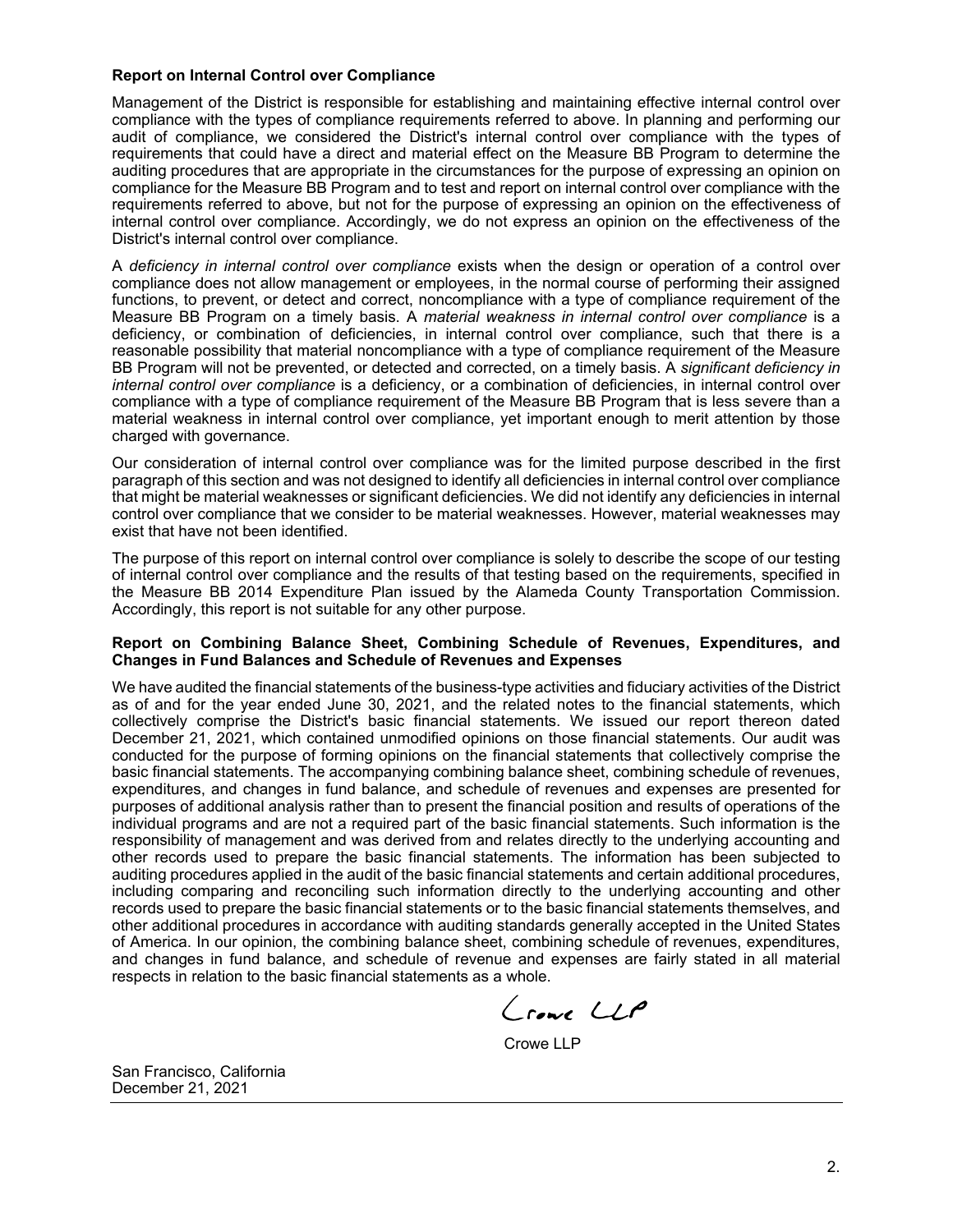**Report on Internal Control over Compliance**

Management of the District is responsible for establishing and maintaining effective internal control over compliance with the types of compliance requirements referred to above. In planning and performing our audit of compliance, we considered the District's internal control over compliance with the types of requirements that could have a direct and material effect on the Measure BB Program to determine the auditing procedures that are appropriate in the circumstances for the purpose of expressing an opinion on compliance for the Measure BB Program and to test and report on internal control over compliance with the requirements referred to above, but not for the purpose of expressing an opinion on the effectiveness of internal control over compliance. Accordingly, we do not express an opinion on the effectiveness of the District's internal control over compliance.

A *deficiency in internal control over compliance* exists when the design or operation of a control over compliance does not allow management or employees, in the normal course of performing their assigned functions, to prevent, or detect and correct, noncompliance with a type of compliance requirement of the Measure BB Program on a timely basis. A *material weakness in internal control over compliance* is a deficiency, or combination of deficiencies, in internal control over compliance, such that there is a reasonable possibility that material noncompliance with a type of compliance requirement of the Measure BB Program will not be prevented, or detected and corrected, on a timely basis. A *significant deficiency in internal control over compliance* is a deficiency, or a combination of deficiencies, in internal control over compliance with a type of compliance requirement of the Measure BB Program that is less severe than a material weakness in internal control over compliance, yet important enough to merit attention by those charged with governance.

Our consideration of internal control over compliance was for the limited purpose described in the first paragraph of this section and was not designed to identify all deficiencies in internal control over compliance that might be material weaknesses or significant deficiencies. We did not identify any deficiencies in internal control over compliance that we consider to be material weaknesses. However, material weaknesses may exist that have not been identified.

The purpose of this report on internal control over compliance is solely to describe the scope of our testing of internal control over compliance and the results of that testing based on the requirements, specified in the Measure BB 2014 Expenditure Plan issued by the Alameda County Transportation Commission. Accordingly, this report is not suitable for any other purpose.

**Report on Combining Balance Sheet, Combining Schedule of Revenues, Expenditures, and Changes in Fund Balances and Schedule of Revenues and Expenses**

We have audited the financial statements of the business-type activities and fiduciary activities of the District as of and for the year ended June 30, 2021, and the related notes to the financial statements, which collectively comprise the District's basic financial statements. We issued our report thereon dated December 21, 2021, which contained unmodified opinions on those financial statements. Our audit was conducted for the purpose of forming opinions on the financial statements that collectively comprise the basic financial statements. The accompanying combining balance sheet, combining schedule of revenues, expenditures, and changes in fund balance, and schedule of revenues and expenses are presented for purposes of additional analysis rather than to present the financial position and results of operations of the individual programs and are not a required part of the basic financial statements. Such information is the responsibility of management and was derived from and relates directly to the underlying accounting and other records used to prepare the basic financial statements. The information has been subjected to auditing procedures applied in the audit of the basic financial statements and certain additional procedures, including comparing and reconciling such information directly to the underlying accounting and other records used to prepare the basic financial statements or to the basic financial statements themselves, and other additional procedures in accordance with auditing standards generally accepted in the United States of America. In our opinion, the combining balance sheet, combining schedule of revenues, expenditures, and changes in fund balance, and schedule of revenue and expenses are fairly stated in all material respects in relation to the basic financial statements as a whole.

Crowe LLP

Crowe LLP

San Francisco, California
December 21, 2021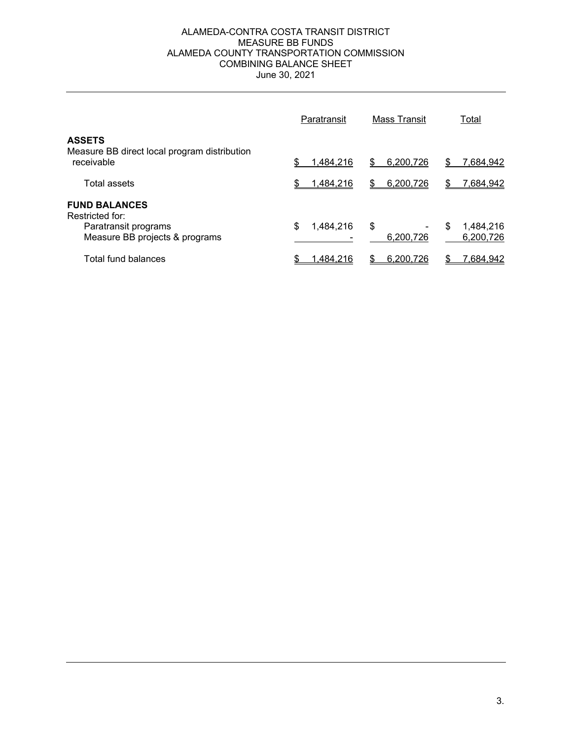# ALAMEDA-CONTRA COSTA TRANSIT DISTRICT
## MEASURE BB FUNDS
## ALAMEDA COUNTY TRANSPORTATION COMMISSION
## COMBINING BALANCE SHEET
### June 30, 2021

| | Paratransit | Mass Transit | Total |
|---|---|---|---|
| **ASSETS** | | | |
| Measure BB direct local program distribution receivable | $ 1,484,216 | $ 6,200,726 | $ 7,684,942 |
| Total assets | $ 1,484,216 | $ 6,200,726 | $ 7,684,942 |
| **FUND BALANCES** | | | |
| Restricted for: | | | |
| Paratransit programs | $ 1,484,216 | $ - | $ 1,484,216 |
| Measure BB projects & programs | - | 6,200,726 | 6,200,726 |
| Total fund balances | $ 1,484,216 | $ 6,200,726 | $ 7,684,942 |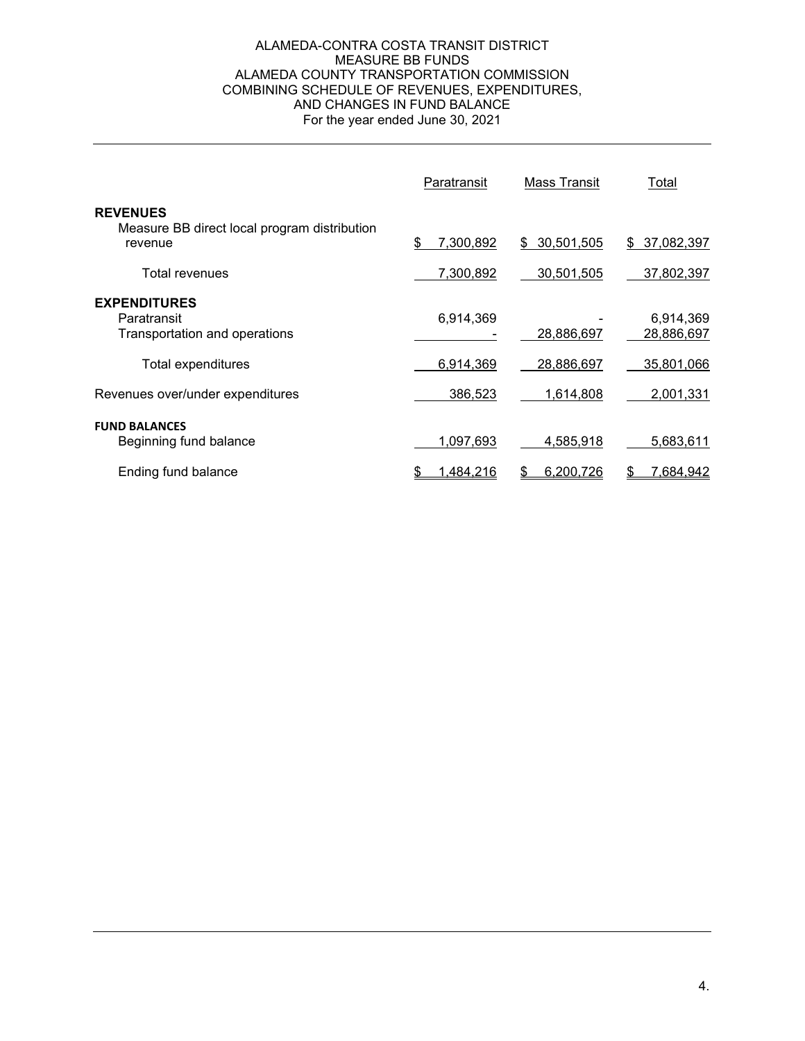ALAMEDA-CONTRA COSTA TRANSIT DISTRICT
MEASURE BB FUNDS
ALAMEDA COUNTY TRANSPORTATION COMMISSION
COMBINING SCHEDULE OF REVENUES, EXPENDITURES, AND CHANGES IN FUND BALANCE
For the year ended June 30, 2021

| | Paratransit | Mass Transit | Total |
|---|---|---|---|
| **REVENUES** | | | |
| Measure BB direct local program distribution revenue | $ 7,300,892 | $ 30,501,505 | $ 37,082,397 |
| Total revenues | 7,300,892 | 30,501,505 | 37,802,397 |
| **EXPENDITURES** | | | |
| Paratransit | 6,914,369 | - | 6,914,369 |
| Transportation and operations | - | 28,886,697 | 28,886,697 |
| Total expenditures | 6,914,369 | 28,886,697 | 35,801,066 |
| Revenues over/under expenditures | 386,523 | 1,614,808 | 2,001,331 |
| **FUND BALANCES** | | | |
| Beginning fund balance | 1,097,693 | 4,585,918 | 5,683,611 |
| Ending fund balance | $ 1,484,216 | $ 6,200,726 | $ 7,684,942 |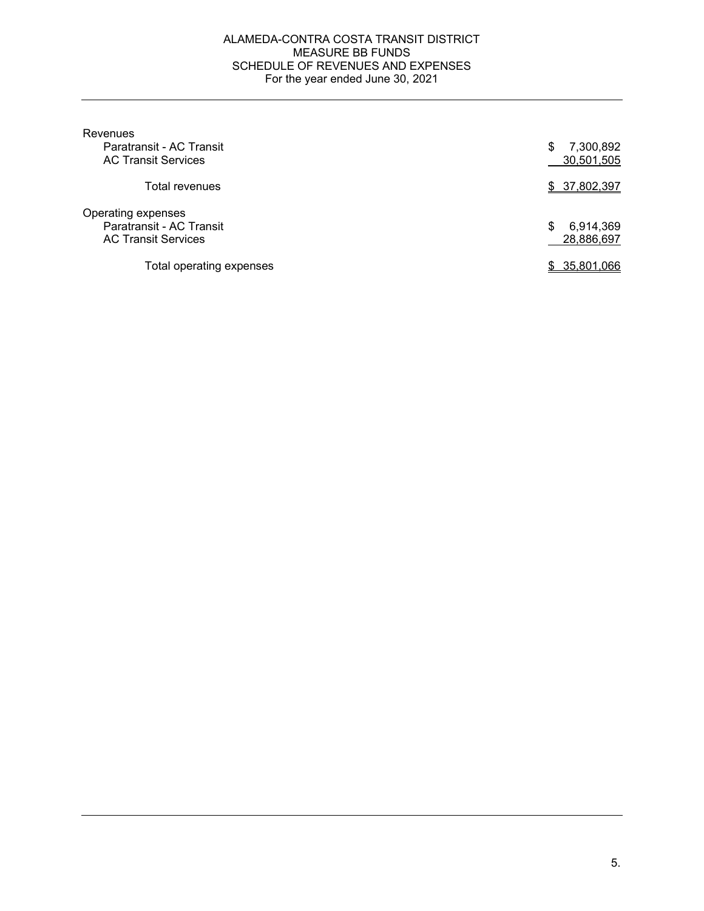# ALAMEDA-CONTRA COSTA TRANSIT DISTRICT
## MEASURE BB FUNDS
## SCHEDULE OF REVENUES AND EXPENSES
For the year ended June 30, 2021

| | |
|---|---|
| Revenues | |
| Paratransit - AC Transit | $ 7,300,892 |
| AC Transit Services | 30,501,505 |
| Total revenues | $ 37,802,397 |
| Operating expenses | |
| Paratransit - AC Transit | $ 6,914,369 |
| AC Transit Services | 28,886,697 |
| Total operating expenses | $ 35,801,066 |